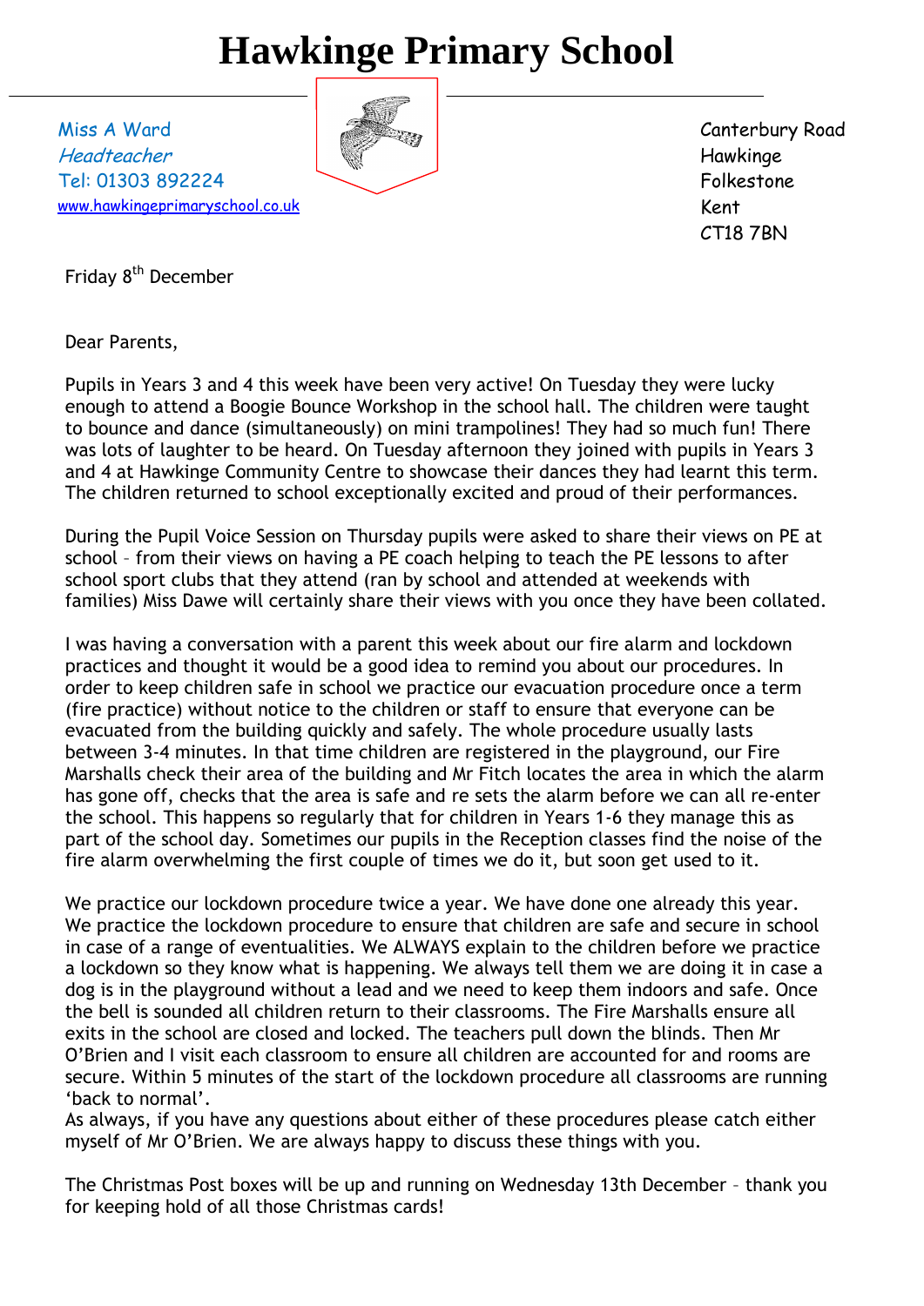# Hawkinge Primary School

Miss A Ward
*Headteacher*
Tel: 01303 892224
www.hawkingeprimaryschool.co.uk

Canterbury Road
Hawkinge
Folkestone
Kent
CT18 7BN

Friday 8th December

Dear Parents,

Pupils in Years 3 and 4 this week have been very active! On Tuesday they were lucky enough to attend a Boogie Bounce Workshop in the school hall. The children were taught to bounce and dance (simultaneously) on mini trampolines! They had so much fun! There was lots of laughter to be heard. On Tuesday afternoon they joined with pupils in Years 3 and 4 at Hawkinge Community Centre to showcase their dances they had learnt this term. The children returned to school exceptionally excited and proud of their performances.

During the Pupil Voice Session on Thursday pupils were asked to share their views on PE at school – from their views on having a PE coach helping to teach the PE lessons to after school sport clubs that they attend (ran by school and attended at weekends with families) Miss Dawe will certainly share their views with you once they have been collated.

I was having a conversation with a parent this week about our fire alarm and lockdown practices and thought it would be a good idea to remind you about our procedures. In order to keep children safe in school we practice our evacuation procedure once a term (fire practice) without notice to the children or staff to ensure that everyone can be evacuated from the building quickly and safely. The whole procedure usually lasts between 3-4 minutes. In that time children are registered in the playground, our Fire Marshalls check their area of the building and Mr Fitch locates the area in which the alarm has gone off, checks that the area is safe and re sets the alarm before we can all re-enter the school. This happens so regularly that for children in Years 1-6 they manage this as part of the school day. Sometimes our pupils in the Reception classes find the noise of the fire alarm overwhelming the first couple of times we do it, but soon get used to it.

We practice our lockdown procedure twice a year. We have done one already this year. We practice the lockdown procedure to ensure that children are safe and secure in school in case of a range of eventualities. We ALWAYS explain to the children before we practice a lockdown so they know what is happening. We always tell them we are doing it in case a dog is in the playground without a lead and we need to keep them indoors and safe. Once the bell is sounded all children return to their classrooms. The Fire Marshalls ensure all exits in the school are closed and locked. The teachers pull down the blinds. Then Mr O'Brien and I visit each classroom to ensure all children are accounted for and rooms are secure. Within 5 minutes of the start of the lockdown procedure all classrooms are running 'back to normal'.
As always, if you have any questions about either of these procedures please catch either myself of Mr O'Brien. We are always happy to discuss these things with you.

The Christmas Post boxes will be up and running on Wednesday 13th December – thank you for keeping hold of all those Christmas cards!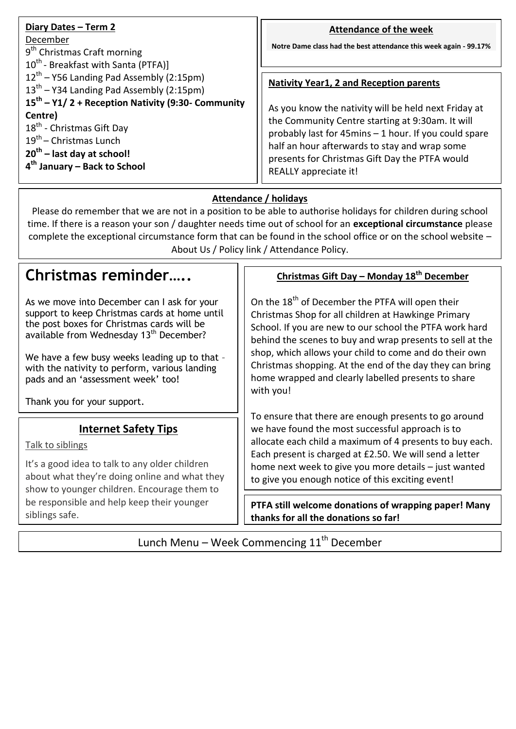**Diary Dates – Term 2**

December

9th Christmas Craft morning

10th - Breakfast with Santa (PTFA)]

12th – Y56 Landing Pad Assembly (2:15pm)

13th – Y34 Landing Pad Assembly (2:15pm)

**15th – Y1/ 2 + Reception Nativity (9:30- Community Centre)**

18th - Christmas Gift Day

19th – Christmas Lunch

**20th – last day at school!**

**4th January – Back to School**

**Attendance of the week**

**Notre Dame class had the best attendance this week again - 99.17%**

**Nativity Year1, 2 and Reception parents**

As you know the nativity will be held next Friday at the Community Centre starting at 9:30am. It will probably last for 45mins – 1 hour. If you could spare half an hour afterwards to stay and wrap some presents for Christmas Gift Day the PTFA would REALLY appreciate it!

**Attendance / holidays**

Please do remember that we are not in a position to be able to authorise holidays for children during school time. If there is a reason your son / daughter needs time out of school for an **exceptional circumstance** please complete the exceptional circumstance form that can be found in the school office or on the school website – About Us / Policy link / Attendance Policy.

# Christmas reminder…..

As we move into December can I ask for your support to keep Christmas cards at home until the post boxes for Christmas cards will be available from Wednesday 13th December?

We have a few busy weeks leading up to that - with the nativity to perform, various landing pads and an 'assessment week' too!

Thank you for your support.

## Internet Safety Tips

Talk to siblings

It's a good idea to talk to any older children about what they're doing online and what they show to younger children. Encourage them to be responsible and help keep their younger siblings safe.

**Christmas Gift Day – Monday 18th December**

On the 18th of December the PTFA will open their Christmas Shop for all children at Hawkinge Primary School. If you are new to our school the PTFA work hard behind the scenes to buy and wrap presents to sell at the shop, which allows your child to come and do their own Christmas shopping. At the end of the day they can bring home wrapped and clearly labelled presents to share with you!

To ensure that there are enough presents to go around we have found the most successful approach is to allocate each child a maximum of 4 presents to buy each. Each present is charged at £2.50. We will send a letter home next week to give you more details – just wanted to give you enough notice of this exciting event!

**PTFA still welcome donations of wrapping paper! Many thanks for all the donations so far!**

Lunch Menu – Week Commencing 11th December